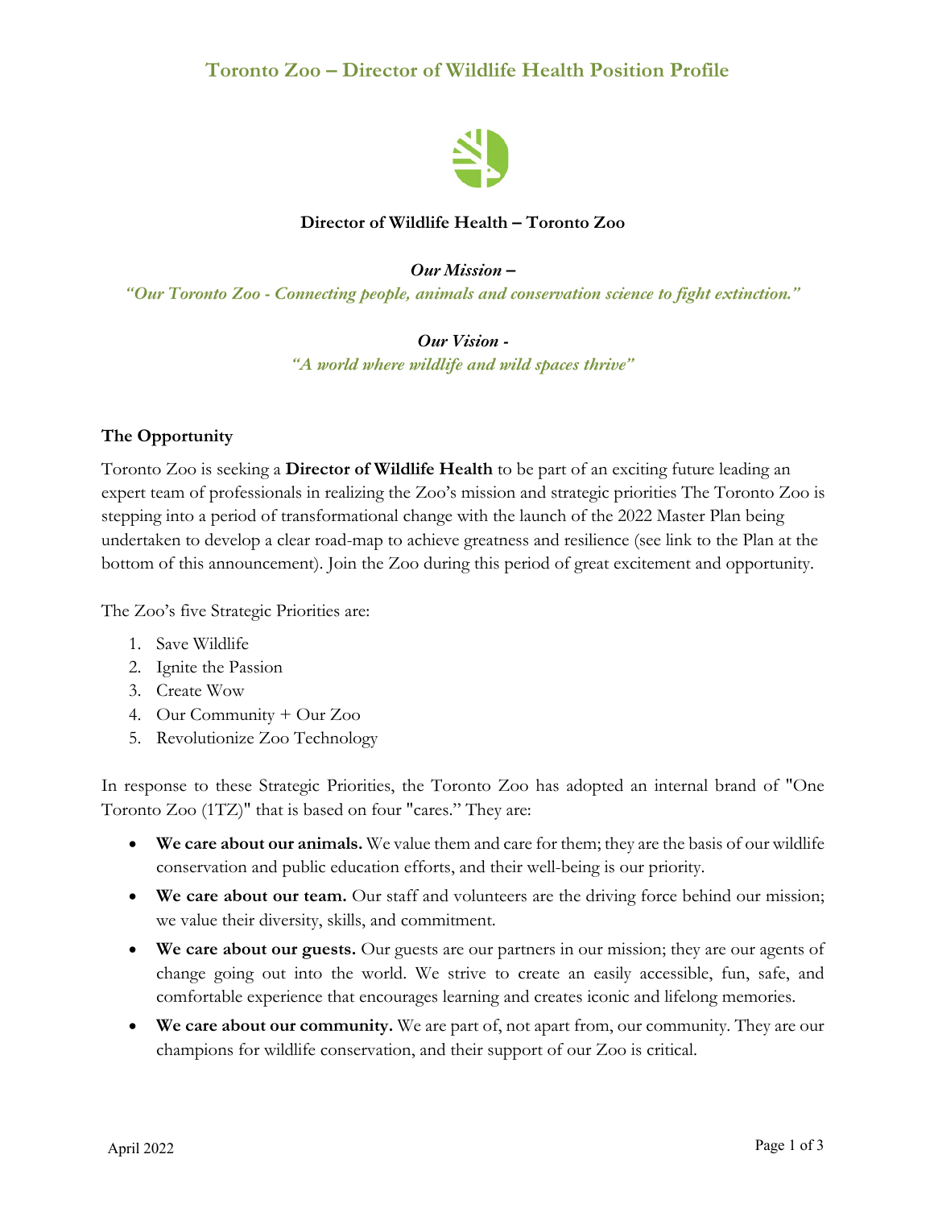# Toronto Zoo – Director of Wildlife Health Position Profile

**Director of Wildlife Health – Toronto Zoo**

***Our Mission –***

*"Our Toronto Zoo - Connecting people, animals and conservation science to fight extinction."*

***Our Vision -***

*"A world where wildlife and wild spaces thrive"*

## The Opportunity

Toronto Zoo is seeking a **Director of Wildlife Health** to be part of an exciting future leading an expert team of professionals in realizing the Zoo's mission and strategic priorities The Toronto Zoo is stepping into a period of transformational change with the launch of the 2022 Master Plan being undertaken to develop a clear road-map to achieve greatness and resilience (see link to the Plan at the bottom of this announcement). Join the Zoo during this period of great excitement and opportunity.

The Zoo's five Strategic Priorities are:

1. Save Wildlife
2. Ignite the Passion
3. Create Wow
4. Our Community + Our Zoo
5. Revolutionize Zoo Technology

In response to these Strategic Priorities, the Toronto Zoo has adopted an internal brand of "One Toronto Zoo (1TZ)" that is based on four "cares." They are:

- **We care about our animals.** We value them and care for them; they are the basis of our wildlife conservation and public education efforts, and their well-being is our priority.
- **We care about our team.** Our staff and volunteers are the driving force behind our mission; we value their diversity, skills, and commitment.
- **We care about our guests.** Our guests are our partners in our mission; they are our agents of change going out into the world. We strive to create an easily accessible, fun, safe, and comfortable experience that encourages learning and creates iconic and lifelong memories.
- **We care about our community.** We are part of, not apart from, our community. They are our champions for wildlife conservation, and their support of our Zoo is critical.

April 2022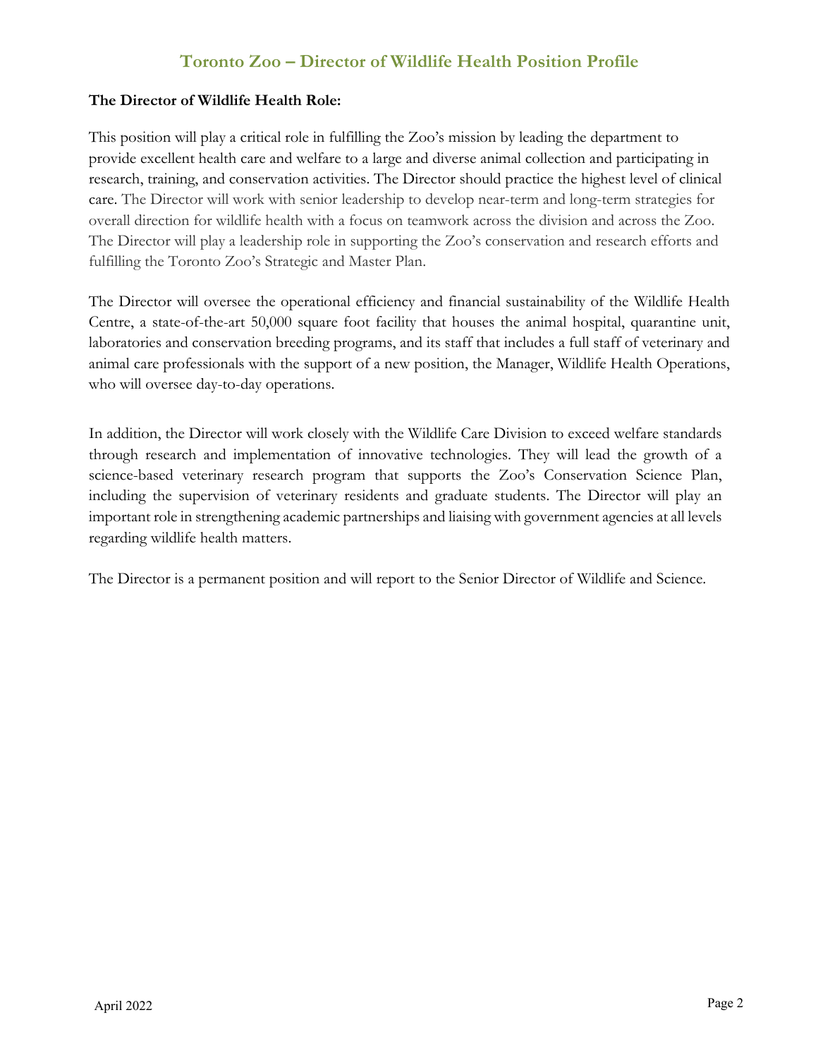## Toronto Zoo – Director of Wildlife Health Position Profile

**The Director of Wildlife Health Role:**

This position will play a critical role in fulfilling the Zoo's mission by leading the department to provide excellent health care and welfare to a large and diverse animal collection and participating in research, training, and conservation activities. The Director should practice the highest level of clinical care. The Director will work with senior leadership to develop near-term and long-term strategies for overall direction for wildlife health with a focus on teamwork across the division and across the Zoo. The Director will play a leadership role in supporting the Zoo's conservation and research efforts and fulfilling the Toronto Zoo's Strategic and Master Plan.

The Director will oversee the operational efficiency and financial sustainability of the Wildlife Health Centre, a state-of-the-art 50,000 square foot facility that houses the animal hospital, quarantine unit, laboratories and conservation breeding programs, and its staff that includes a full staff of veterinary and animal care professionals with the support of a new position, the Manager, Wildlife Health Operations, who will oversee day-to-day operations.

In addition, the Director will work closely with the Wildlife Care Division to exceed welfare standards through research and implementation of innovative technologies. They will lead the growth of a science-based veterinary research program that supports the Zoo's Conservation Science Plan, including the supervision of veterinary residents and graduate students. The Director will play an important role in strengthening academic partnerships and liaising with government agencies at all levels regarding wildlife health matters.

The Director is a permanent position and will report to the Senior Director of Wildlife and Science.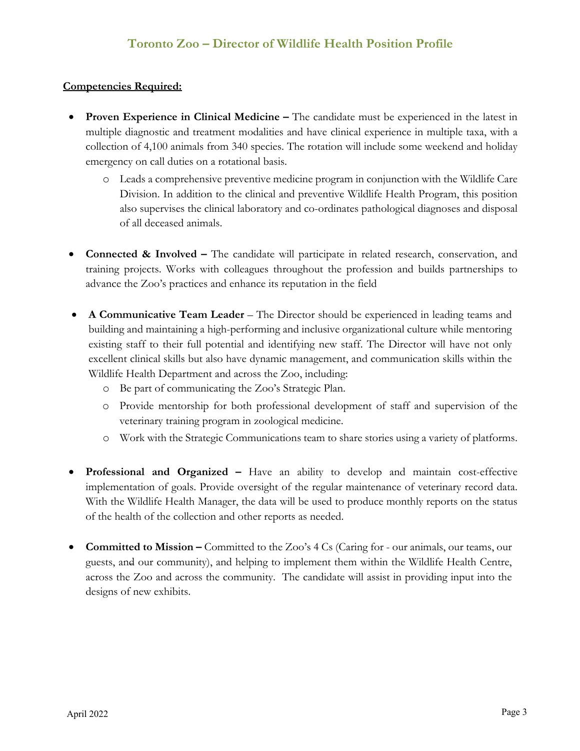**Competencies Required:**

- **Proven Experience in Clinical Medicine –** The candidate must be experienced in the latest in multiple diagnostic and treatment modalities and have clinical experience in multiple taxa, with a collection of 4,100 animals from 340 species. The rotation will include some weekend and holiday emergency on call duties on a rotational basis.
    - Leads a comprehensive preventive medicine program in conjunction with the Wildlife Care Division. In addition to the clinical and preventive Wildlife Health Program, this position also supervises the clinical laboratory and co-ordinates pathological diagnoses and disposal of all deceased animals.

- **Connected & Involved –** The candidate will participate in related research, conservation, and training projects. Works with colleagues throughout the profession and builds partnerships to advance the Zoo's practices and enhance its reputation in the field

- **A Communicative Team Leader** – The Director should be experienced in leading teams and building and maintaining a high-performing and inclusive organizational culture while mentoring existing staff to their full potential and identifying new staff. The Director will have not only excellent clinical skills but also have dynamic management, and communication skills within the Wildlife Health Department and across the Zoo, including:
    - Be part of communicating the Zoo's Strategic Plan.
    - Provide mentorship for both professional development of staff and supervision of the veterinary training program in zoological medicine.
    - Work with the Strategic Communications team to share stories using a variety of platforms.

- **Professional and Organized –** Have an ability to develop and maintain cost-effective implementation of goals. Provide oversight of the regular maintenance of veterinary record data. With the Wildlife Health Manager, the data will be used to produce monthly reports on the status of the health of the collection and other reports as needed.

- **Committed to Mission –** Committed to the Zoo's 4 Cs (Caring for - our animals, our teams, our guests, and our community), and helping to implement them within the Wildlife Health Centre, across the Zoo and across the community. The candidate will assist in providing input into the designs of new exhibits.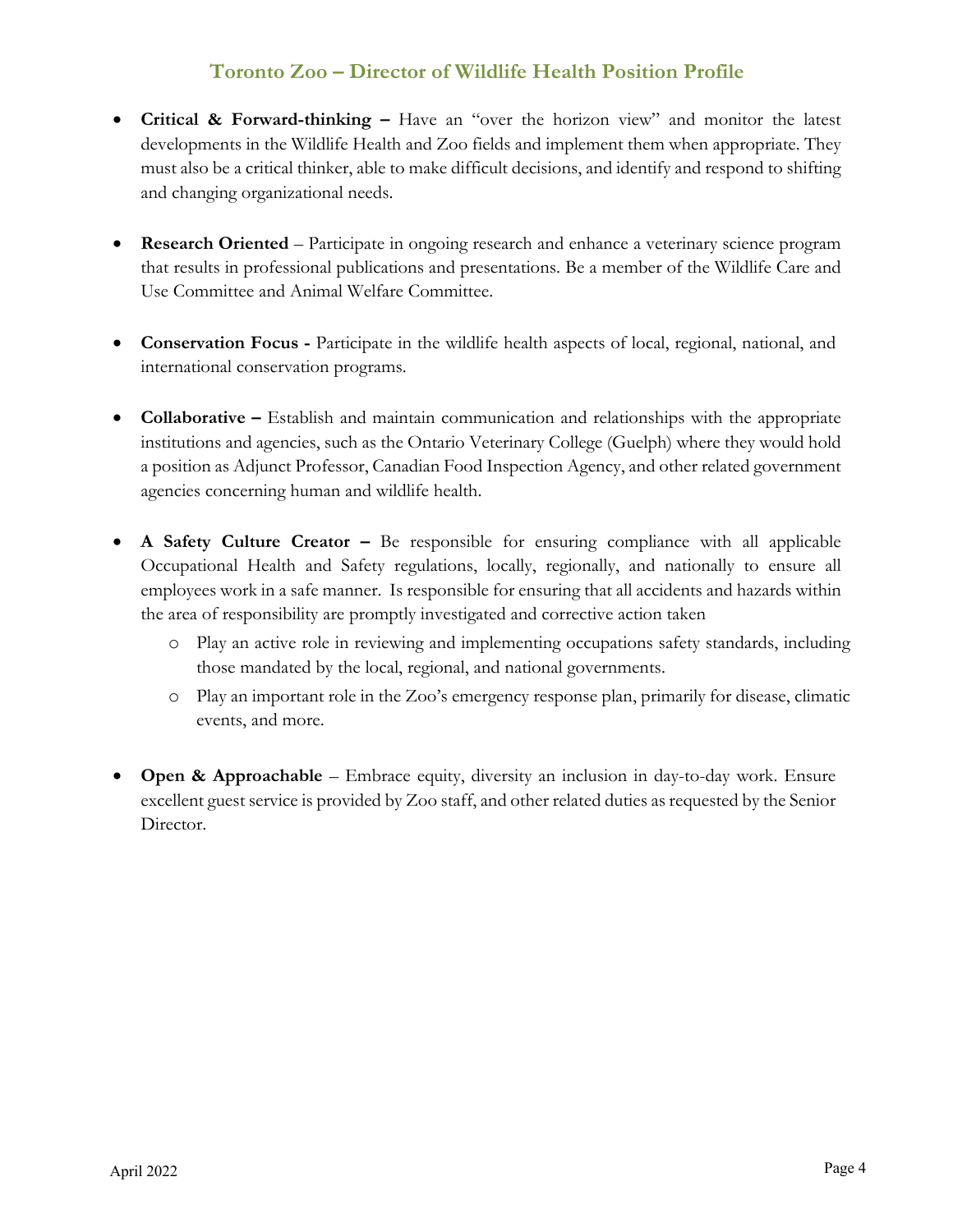- **Critical & Forward-thinking –** Have an "over the horizon view" and monitor the latest developments in the Wildlife Health and Zoo fields and implement them when appropriate. They must also be a critical thinker, able to make difficult decisions, and identify and respond to shifting and changing organizational needs.

- **Research Oriented** – Participate in ongoing research and enhance a veterinary science program that results in professional publications and presentations. Be a member of the Wildlife Care and Use Committee and Animal Welfare Committee.

- **Conservation Focus -** Participate in the wildlife health aspects of local, regional, national, and international conservation programs.

- **Collaborative –** Establish and maintain communication and relationships with the appropriate institutions and agencies, such as the Ontario Veterinary College (Guelph) where they would hold a position as Adjunct Professor, Canadian Food Inspection Agency, and other related government agencies concerning human and wildlife health.

- **A Safety Culture Creator –** Be responsible for ensuring compliance with all applicable Occupational Health and Safety regulations, locally, regionally, and nationally to ensure all employees work in a safe manner. Is responsible for ensuring that all accidents and hazards within the area of responsibility are promptly investigated and corrective action taken
    - Play an active role in reviewing and implementing occupations safety standards, including those mandated by the local, regional, and national governments.
    - Play an important role in the Zoo's emergency response plan, primarily for disease, climatic events, and more.

- **Open & Approachable** – Embrace equity, diversity an inclusion in day-to-day work. Ensure excellent guest service is provided by Zoo staff, and other related duties as requested by the Senior Director.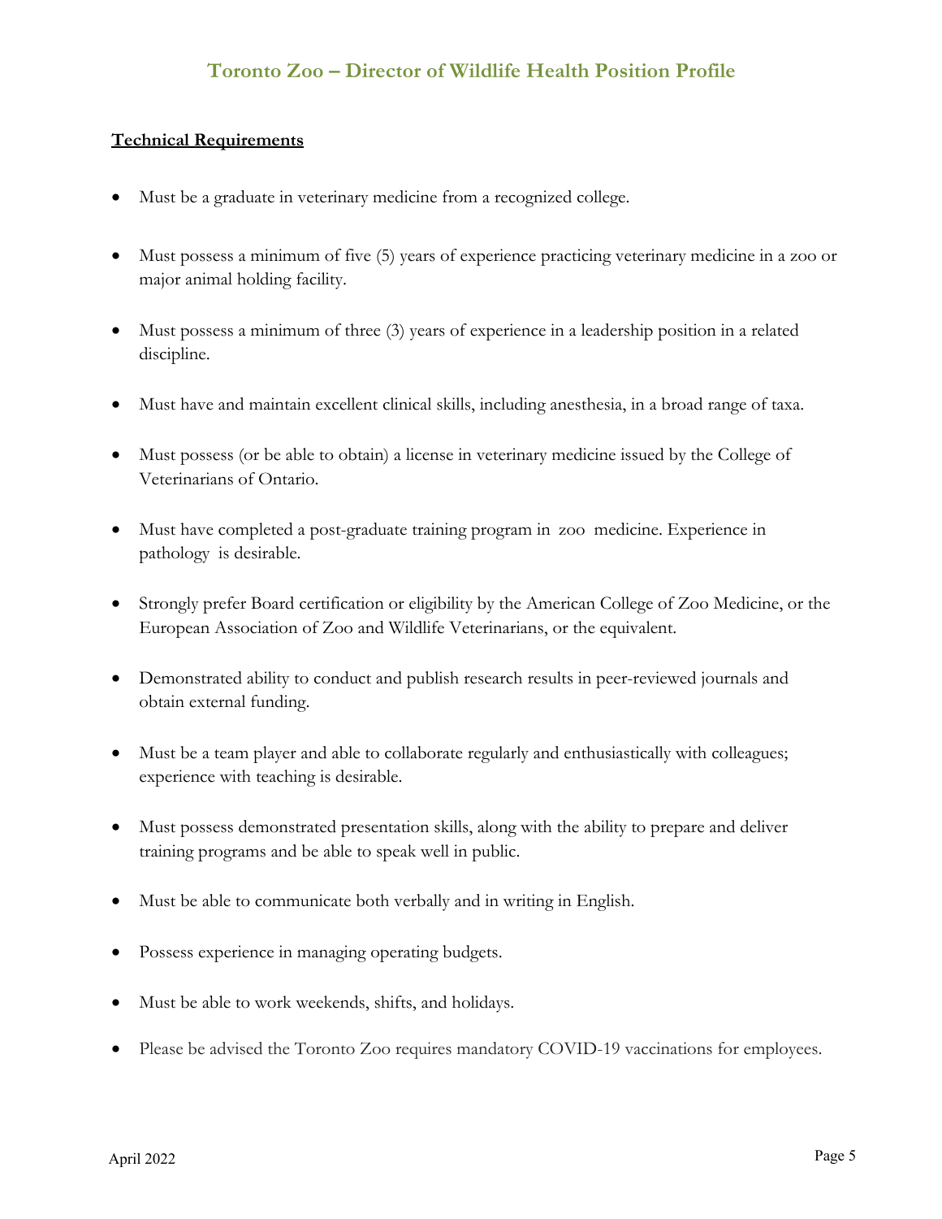**Technical Requirements**

- Must be a graduate in veterinary medicine from a recognized college.
- Must possess a minimum of five (5) years of experience practicing veterinary medicine in a zoo or major animal holding facility.
- Must possess a minimum of three (3) years of experience in a leadership position in a related discipline.
- Must have and maintain excellent clinical skills, including anesthesia, in a broad range of taxa.
- Must possess (or be able to obtain) a license in veterinary medicine issued by the College of Veterinarians of Ontario.
- Must have completed a post-graduate training program in zoo medicine. Experience in pathology is desirable.
- Strongly prefer Board certification or eligibility by the American College of Zoo Medicine, or the European Association of Zoo and Wildlife Veterinarians, or the equivalent.
- Demonstrated ability to conduct and publish research results in peer-reviewed journals and obtain external funding.
- Must be a team player and able to collaborate regularly and enthusiastically with colleagues; experience with teaching is desirable.
- Must possess demonstrated presentation skills, along with the ability to prepare and deliver training programs and be able to speak well in public.
- Must be able to communicate both verbally and in writing in English.
- Possess experience in managing operating budgets.
- Must be able to work weekends, shifts, and holidays.
- Please be advised the Toronto Zoo requires mandatory COVID-19 vaccinations for employees.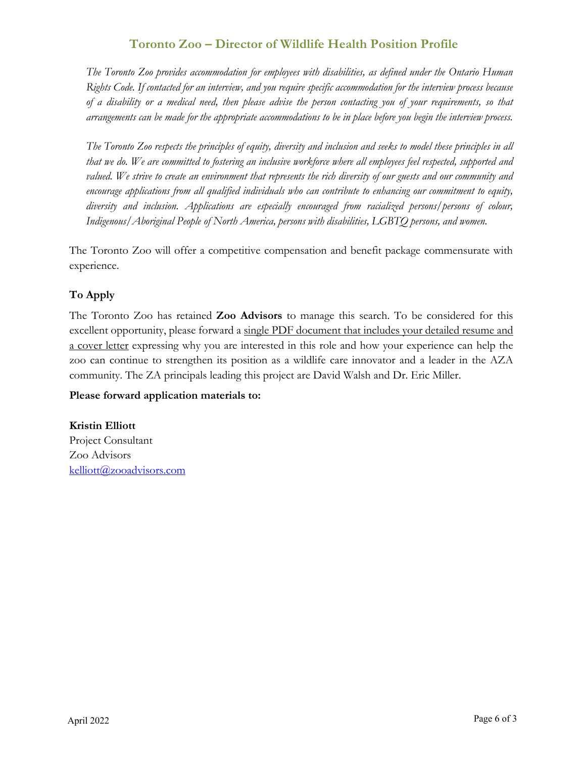## Toronto Zoo – Director of Wildlife Health Position Profile

*The Toronto Zoo provides accommodation for employees with disabilities, as defined under the Ontario Human Rights Code. If contacted for an interview, and you require specific accommodation for the interview process because of a disability or a medical need, then please advise the person contacting you of your requirements, so that arrangements can be made for the appropriate accommodations to be in place before you begin the interview process.*

*The Toronto Zoo respects the principles of equity, diversity and inclusion and seeks to model these principles in all that we do. We are committed to fostering an inclusive workforce where all employees feel respected, supported and valued. We strive to create an environment that represents the rich diversity of our guests and our community and encourage applications from all qualified individuals who can contribute to enhancing our commitment to equity, diversity and inclusion. Applications are especially encouraged from racialized persons/persons of colour, Indigenous/Aboriginal People of North America, persons with disabilities, LGBTQ persons, and women.*

The Toronto Zoo will offer a competitive compensation and benefit package commensurate with experience.

### To Apply

The Toronto Zoo has retained **Zoo Advisors** to manage this search. To be considered for this excellent opportunity, please forward a <u>single PDF document that includes your detailed resume and a cover letter</u> expressing why you are interested in this role and how your experience can help the zoo can continue to strengthen its position as a wildlife care innovator and a leader in the AZA community. The ZA principals leading this project are David Walsh and Dr. Eric Miller.

**Please forward application materials to:**

**Kristin Elliott**
Project Consultant
Zoo Advisors
kelliott@zooadvisors.com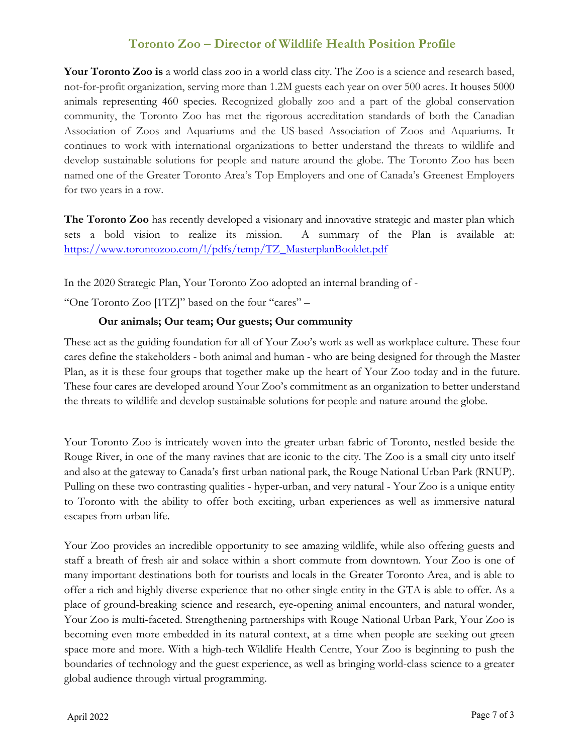## Toronto Zoo – Director of Wildlife Health Position Profile

**Your Toronto Zoo is** a world class zoo in a world class city. The Zoo is a science and research based, not-for-profit organization, serving more than 1.2M guests each year on over 500 acres. It houses 5000 animals representing 460 species. Recognized globally zoo and a part of the global conservation community, the Toronto Zoo has met the rigorous accreditation standards of both the Canadian Association of Zoos and Aquariums and the US-based Association of Zoos and Aquariums. It continues to work with international organizations to better understand the threats to wildlife and develop sustainable solutions for people and nature around the globe. The Toronto Zoo has been named one of the Greater Toronto Area's Top Employers and one of Canada's Greenest Employers for two years in a row.

**The Toronto Zoo** has recently developed a visionary and innovative strategic and master plan which sets a bold vision to realize its mission. A summary of the Plan is available at: [https://www.torontozoo.com/!/pdfs/temp/TZ_MasterplanBooklet.pdf](https://www.torontozoo.com/!/pdfs/temp/TZ_MasterplanBooklet.pdf)

In the 2020 Strategic Plan, Your Toronto Zoo adopted an internal branding of -

"One Toronto Zoo [1TZ]" based on the four "cares" –

**Our animals; Our team; Our guests; Our community**

These act as the guiding foundation for all of Your Zoo's work as well as workplace culture. These four cares define the stakeholders - both animal and human - who are being designed for through the Master Plan, as it is these four groups that together make up the heart of Your Zoo today and in the future. These four cares are developed around Your Zoo's commitment as an organization to better understand the threats to wildlife and develop sustainable solutions for people and nature around the globe.

Your Toronto Zoo is intricately woven into the greater urban fabric of Toronto, nestled beside the Rouge River, in one of the many ravines that are iconic to the city. The Zoo is a small city unto itself and also at the gateway to Canada's first urban national park, the Rouge National Urban Park (RNUP). Pulling on these two contrasting qualities - hyper-urban, and very natural - Your Zoo is a unique entity to Toronto with the ability to offer both exciting, urban experiences as well as immersive natural escapes from urban life.

Your Zoo provides an incredible opportunity to see amazing wildlife, while also offering guests and staff a breath of fresh air and solace within a short commute from downtown. Your Zoo is one of many important destinations both for tourists and locals in the Greater Toronto Area, and is able to offer a rich and highly diverse experience that no other single entity in the GTA is able to offer. As a place of ground-breaking science and research, eye-opening animal encounters, and natural wonder, Your Zoo is multi-faceted. Strengthening partnerships with Rouge National Urban Park, Your Zoo is becoming even more embedded in its natural context, at a time when people are seeking out green space more and more. With a high-tech Wildlife Health Centre, Your Zoo is beginning to push the boundaries of technology and the guest experience, as well as bringing world-class science to a greater global audience through virtual programming.